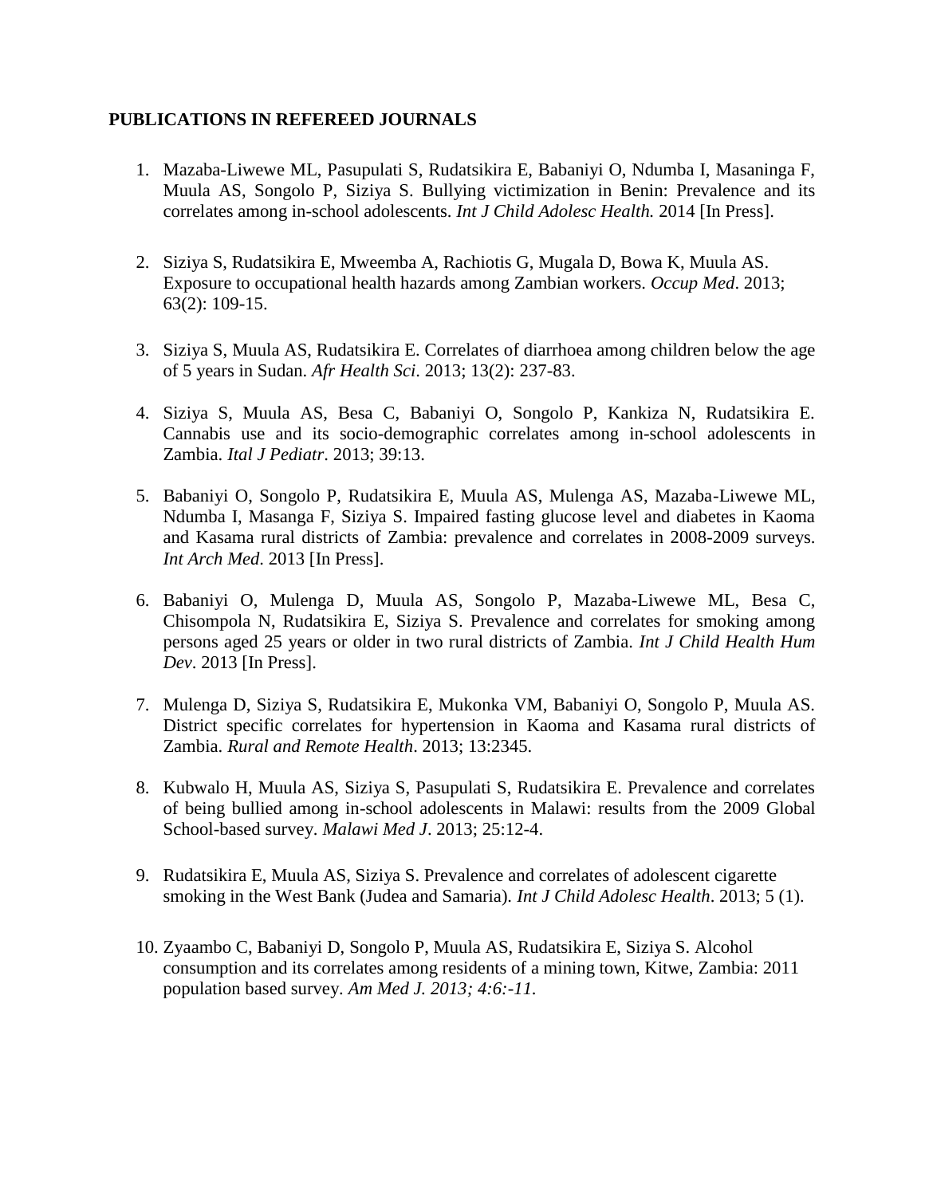**PUBLICATIONS IN REFEREED JOURNALS**

1. Mazaba-Liwewe ML, Pasupulati S, Rudatsikira E, Babaniyi O, Ndumba I, Masaninga F, Muula AS, Songolo P, Siziya S. Bullying victimization in Benin: Prevalence and its correlates among in-school adolescents. *Int J Child Adolesc Health.* 2014 [In Press].

2. Siziya S, Rudatsikira E, Mweemba A, Rachiotis G, Mugala D, Bowa K, Muula AS. Exposure to occupational health hazards among Zambian workers. *Occup Med*. 2013; 63(2): 109-15.

3. Siziya S, Muula AS, Rudatsikira E. Correlates of diarrhoea among children below the age of 5 years in Sudan. *Afr Health Sci*. 2013; 13(2): 237-83.

4. Siziya S, Muula AS, Besa C, Babaniyi O, Songolo P, Kankiza N, Rudatsikira E. Cannabis use and its socio-demographic correlates among in-school adolescents in Zambia. *Ital J Pediatr*. 2013; 39:13.

5. Babaniyi O, Songolo P, Rudatsikira E, Muula AS, Mulenga AS, Mazaba-Liwewe ML, Ndumba I, Masanga F, Siziya S. Impaired fasting glucose level and diabetes in Kaoma and Kasama rural districts of Zambia: prevalence and correlates in 2008-2009 surveys. *Int Arch Med*. 2013 [In Press].

6. Babaniyi O, Mulenga D, Muula AS, Songolo P, Mazaba-Liwewe ML, Besa C, Chisompola N, Rudatsikira E, Siziya S. Prevalence and correlates for smoking among persons aged 25 years or older in two rural districts of Zambia. *Int J Child Health Hum Dev*. 2013 [In Press].

7. Mulenga D, Siziya S, Rudatsikira E, Mukonka VM, Babaniyi O, Songolo P, Muula AS. District specific correlates for hypertension in Kaoma and Kasama rural districts of Zambia. *Rural and Remote Health*. 2013; 13:2345.

8. Kubwalo H, Muula AS, Siziya S, Pasupulati S, Rudatsikira E. Prevalence and correlates of being bullied among in-school adolescents in Malawi: results from the 2009 Global School-based survey. *Malawi Med J*. 2013; 25:12-4.

9. Rudatsikira E, Muula AS, Siziya S. Prevalence and correlates of adolescent cigarette smoking in the West Bank (Judea and Samaria). *Int J Child Adolesc Health*. 2013; 5 (1).

10. Zyaambo C, Babaniyi D, Songolo P, Muula AS, Rudatsikira E, Siziya S. Alcohol consumption and its correlates among residents of a mining town, Kitwe, Zambia: 2011 population based survey. *Am Med J. 2013; 4:6:-11*.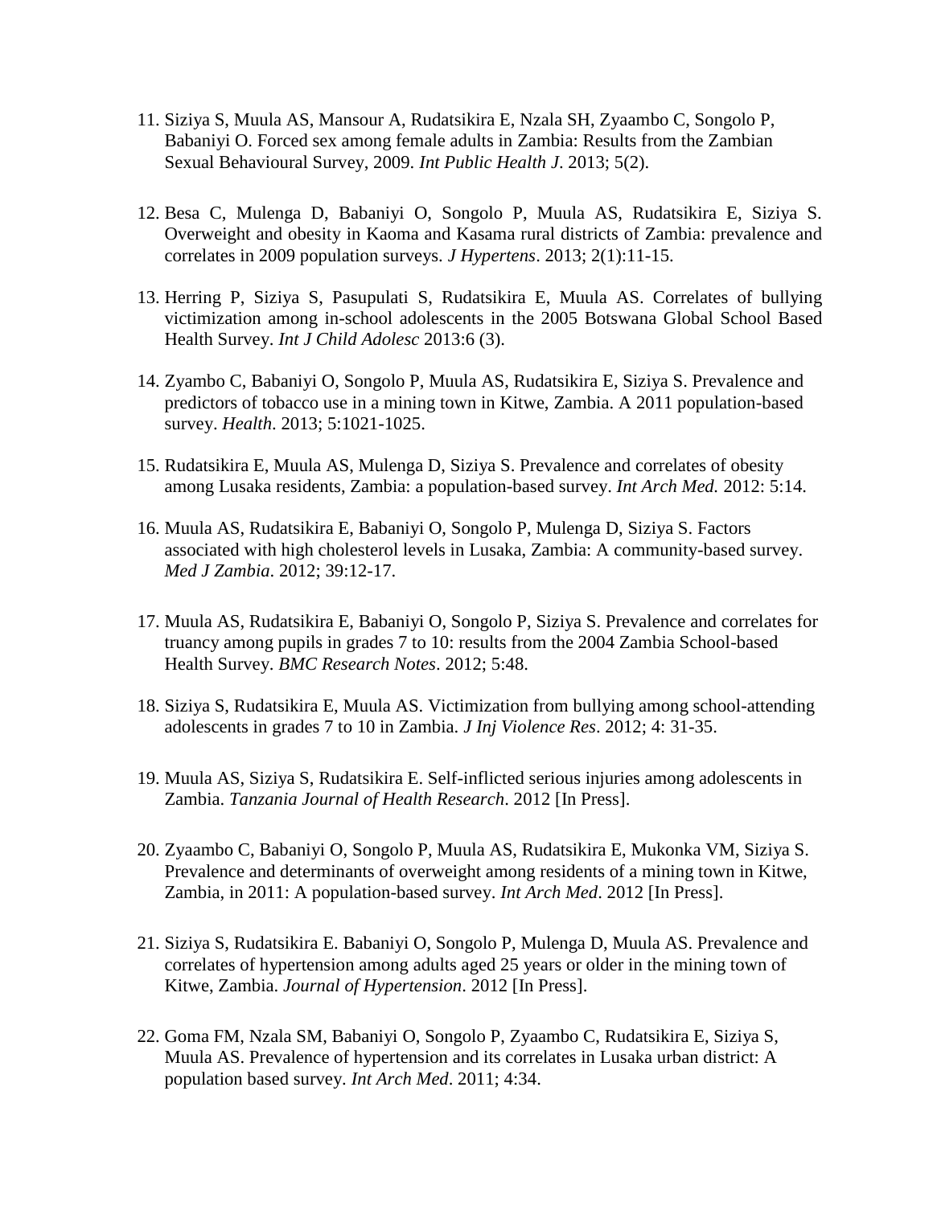11. Siziya S, Muula AS, Mansour A, Rudatsikira E, Nzala SH, Zyaambo C, Songolo P, Babaniyi O. Forced sex among female adults in Zambia: Results from the Zambian Sexual Behavioural Survey, 2009. *Int Public Health J*. 2013; 5(2).

12. Besa C, Mulenga D, Babaniyi O, Songolo P, Muula AS, Rudatsikira E, Siziya S. Overweight and obesity in Kaoma and Kasama rural districts of Zambia: prevalence and correlates in 2009 population surveys. *J Hypertens*. 2013; 2(1):11-15.

13. Herring P, Siziya S, Pasupulati S, Rudatsikira E, Muula AS. Correlates of bullying victimization among in-school adolescents in the 2005 Botswana Global School Based Health Survey. *Int J Child Adolesc* 2013:6 (3).

14. Zyambo C, Babaniyi O, Songolo P, Muula AS, Rudatsikira E, Siziya S. Prevalence and predictors of tobacco use in a mining town in Kitwe, Zambia. A 2011 population-based survey. *Health*. 2013; 5:1021-1025.

15. Rudatsikira E, Muula AS, Mulenga D, Siziya S. Prevalence and correlates of obesity among Lusaka residents, Zambia: a population-based survey. *Int Arch Med.* 2012: 5:14.

16. Muula AS, Rudatsikira E, Babaniyi O, Songolo P, Mulenga D, Siziya S. Factors associated with high cholesterol levels in Lusaka, Zambia: A community-based survey. *Med J Zambia*. 2012; 39:12-17.

17. Muula AS, Rudatsikira E, Babaniyi O, Songolo P, Siziya S. Prevalence and correlates for truancy among pupils in grades 7 to 10: results from the 2004 Zambia School-based Health Survey. *BMC Research Notes*. 2012; 5:48.

18. Siziya S, Rudatsikira E, Muula AS. Victimization from bullying among school-attending adolescents in grades 7 to 10 in Zambia. *J Inj Violence Res*. 2012; 4: 31-35.

19. Muula AS, Siziya S, Rudatsikira E. Self-inflicted serious injuries among adolescents in Zambia. *Tanzania Journal of Health Research*. 2012 [In Press].

20. Zyaambo C, Babaniyi O, Songolo P, Muula AS, Rudatsikira E, Mukonka VM, Siziya S. Prevalence and determinants of overweight among residents of a mining town in Kitwe, Zambia, in 2011: A population-based survey. *Int Arch Med*. 2012 [In Press].

21. Siziya S, Rudatsikira E. Babaniyi O, Songolo P, Mulenga D, Muula AS. Prevalence and correlates of hypertension among adults aged 25 years or older in the mining town of Kitwe, Zambia. *Journal of Hypertension*. 2012 [In Press].

22. Goma FM, Nzala SM, Babaniyi O, Songolo P, Zyaambo C, Rudatsikira E, Siziya S, Muula AS. Prevalence of hypertension and its correlates in Lusaka urban district: A population based survey. *Int Arch Med*. 2011; 4:34.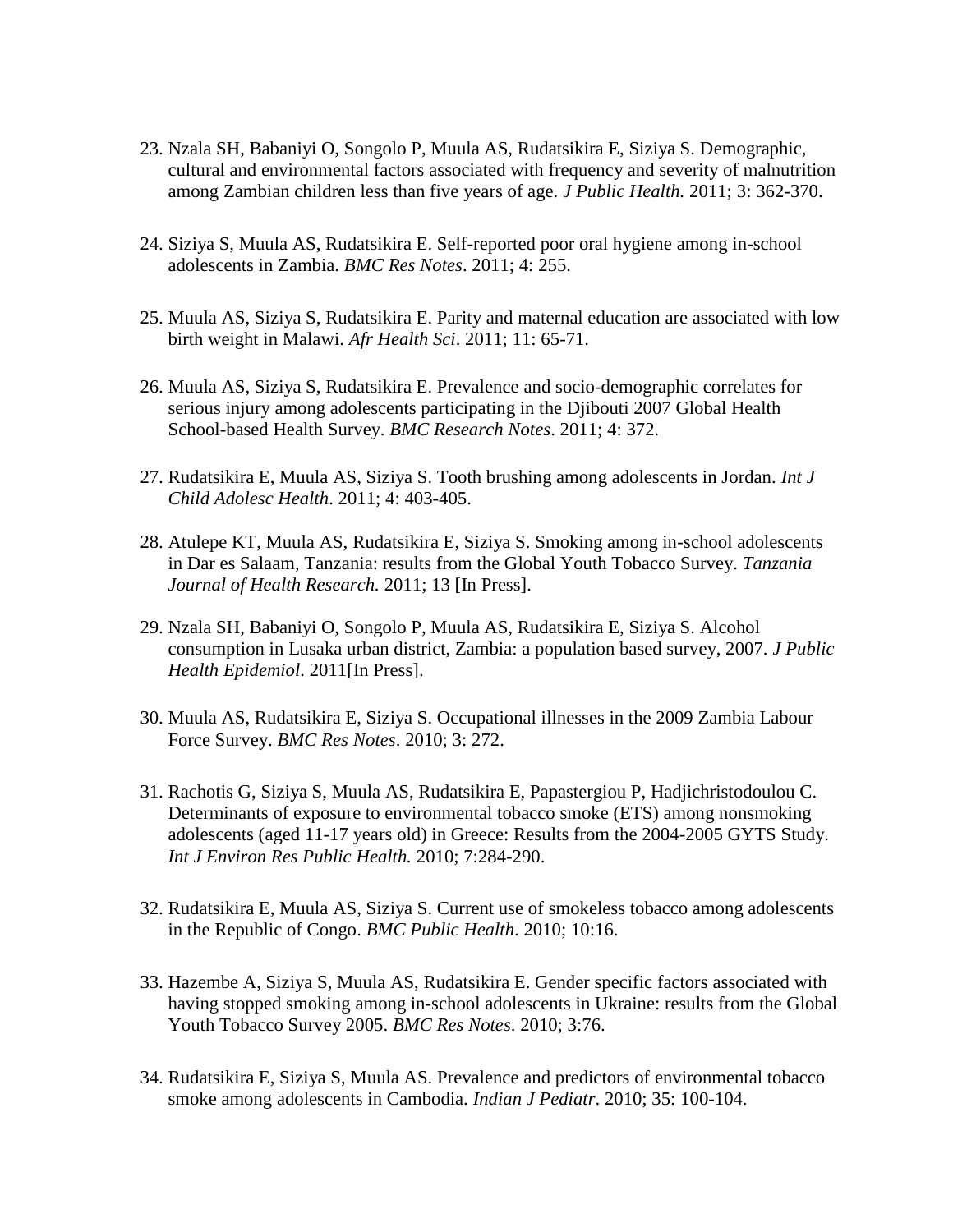23. Nzala SH, Babaniyi O, Songolo P, Muula AS, Rudatsikira E, Siziya S. Demographic, cultural and environmental factors associated with frequency and severity of malnutrition among Zambian children less than five years of age. *J Public Health.* 2011; 3: 362-370.

24. Siziya S, Muula AS, Rudatsikira E. Self-reported poor oral hygiene among in-school adolescents in Zambia. *BMC Res Notes*. 2011; 4: 255.

25. Muula AS, Siziya S, Rudatsikira E. Parity and maternal education are associated with low birth weight in Malawi. *Afr Health Sci*. 2011; 11: 65-71.

26. Muula AS, Siziya S, Rudatsikira E. Prevalence and socio-demographic correlates for serious injury among adolescents participating in the Djibouti 2007 Global Health School-based Health Survey. *BMC Research Notes*. 2011; 4: 372.

27. Rudatsikira E, Muula AS, Siziya S. Tooth brushing among adolescents in Jordan. *Int J Child Adolesc Health*. 2011; 4: 403-405.

28. Atulepe KT, Muula AS, Rudatsikira E, Siziya S. Smoking among in-school adolescents in Dar es Salaam, Tanzania: results from the Global Youth Tobacco Survey. *Tanzania Journal of Health Research.* 2011; 13 [In Press].

29. Nzala SH, Babaniyi O, Songolo P, Muula AS, Rudatsikira E, Siziya S. Alcohol consumption in Lusaka urban district, Zambia: a population based survey, 2007. *J Public Health Epidemiol*. 2011[In Press].

30. Muula AS, Rudatsikira E, Siziya S. Occupational illnesses in the 2009 Zambia Labour Force Survey. *BMC Res Notes*. 2010; 3: 272.

31. Rachotis G, Siziya S, Muula AS, Rudatsikira E, Papastergiou P, Hadjichristodoulou C. Determinants of exposure to environmental tobacco smoke (ETS) among nonsmoking adolescents (aged 11-17 years old) in Greece: Results from the 2004-2005 GYTS Study. *Int J Environ Res Public Health.* 2010; 7:284-290.

32. Rudatsikira E, Muula AS, Siziya S. Current use of smokeless tobacco among adolescents in the Republic of Congo. *BMC Public Health*. 2010; 10:16.

33. Hazembe A, Siziya S, Muula AS, Rudatsikira E. Gender specific factors associated with having stopped smoking among in-school adolescents in Ukraine: results from the Global Youth Tobacco Survey 2005. *BMC Res Notes*. 2010; 3:76.

34. Rudatsikira E, Siziya S, Muula AS. Prevalence and predictors of environmental tobacco smoke among adolescents in Cambodia. *Indian J Pediatr*. 2010; 35: 100-104.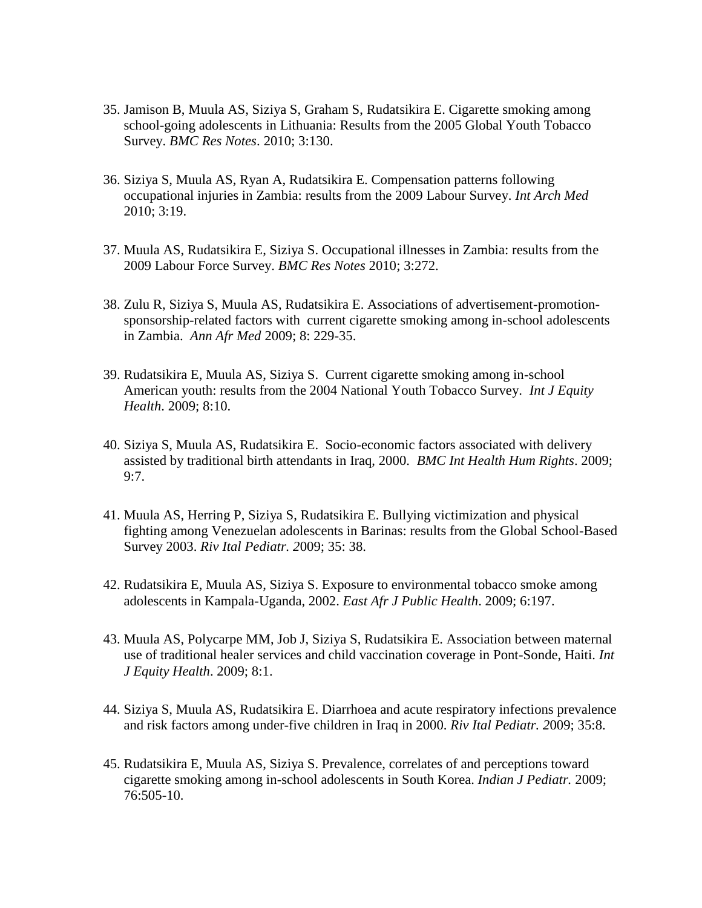35. Jamison B, Muula AS, Siziya S, Graham S, Rudatsikira E. Cigarette smoking among school-going adolescents in Lithuania: Results from the 2005 Global Youth Tobacco Survey. *BMC Res Notes*. 2010; 3:130.

36. Siziya S, Muula AS, Ryan A, Rudatsikira E. Compensation patterns following occupational injuries in Zambia: results from the 2009 Labour Survey. *Int Arch Med* 2010; 3:19.

37. Muula AS, Rudatsikira E, Siziya S. Occupational illnesses in Zambia: results from the 2009 Labour Force Survey. *BMC Res Notes* 2010; 3:272.

38. Zulu R, Siziya S, Muula AS, Rudatsikira E. Associations of advertisement-promotion-sponsorship-related factors with current cigarette smoking among in-school adolescents in Zambia. *Ann Afr Med* 2009; 8: 229-35.

39. Rudatsikira E, Muula AS, Siziya S. Current cigarette smoking among in-school American youth: results from the 2004 National Youth Tobacco Survey. *Int J Equity Health*. 2009; 8:10.

40. Siziya S, Muula AS, Rudatsikira E. Socio-economic factors associated with delivery assisted by traditional birth attendants in Iraq, 2000. *BMC Int Health Hum Rights*. 2009; 9:7.

41. Muula AS, Herring P, Siziya S, Rudatsikira E. Bullying victimization and physical fighting among Venezuelan adolescents in Barinas: results from the Global School-Based Survey 2003. *Riv Ital Pediatr. 2*009; 35: 38.

42. Rudatsikira E, Muula AS, Siziya S. Exposure to environmental tobacco smoke among adolescents in Kampala-Uganda, 2002. *East Afr J Public Health*. 2009; 6:197.

43. Muula AS, Polycarpe MM, Job J, Siziya S, Rudatsikira E. Association between maternal use of traditional healer services and child vaccination coverage in Pont-Sonde, Haiti. *Int J Equity Health*. 2009; 8:1.

44. Siziya S, Muula AS, Rudatsikira E. Diarrhoea and acute respiratory infections prevalence and risk factors among under-five children in Iraq in 2000. *Riv Ital Pediatr. 2*009; 35:8.

45. Rudatsikira E, Muula AS, Siziya S. Prevalence, correlates of and perceptions toward cigarette smoking among in-school adolescents in South Korea. *Indian J Pediatr.* 2009; 76:505-10.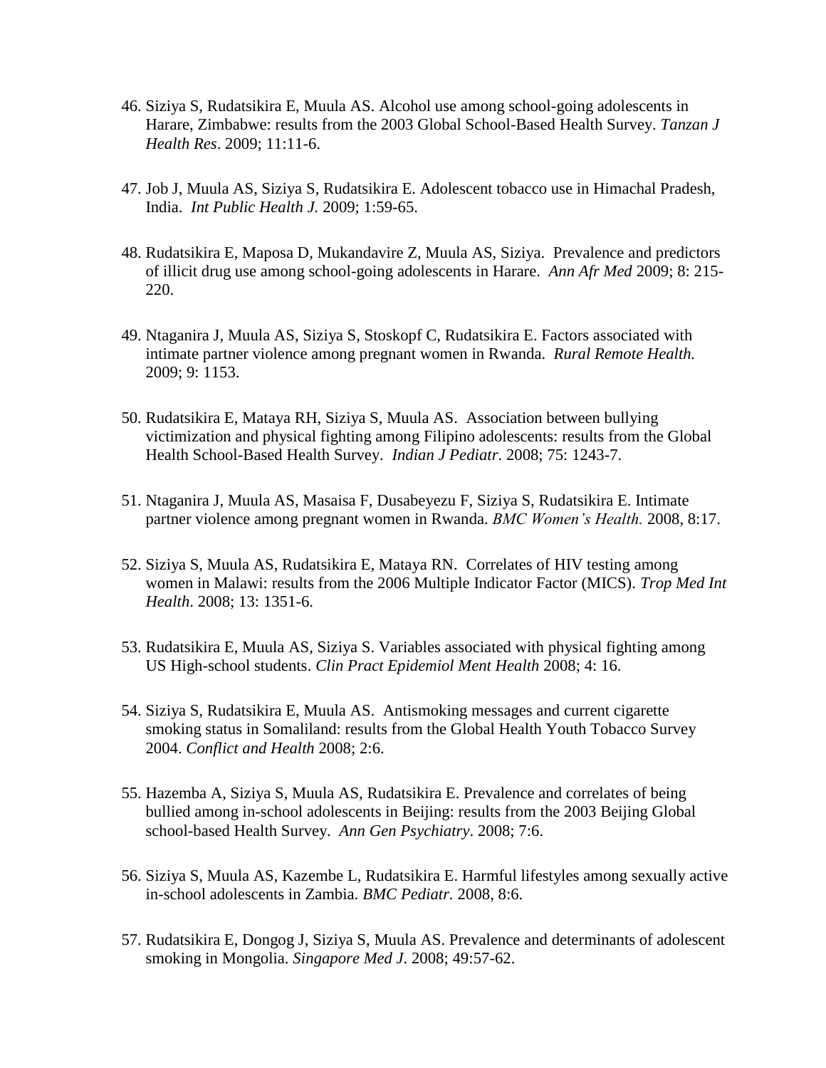46. Siziya S, Rudatsikira E, Muula AS. Alcohol use among school-going adolescents in Harare, Zimbabwe: results from the 2003 Global School-Based Health Survey. *Tanzan J Health Res*. 2009; 11:11-6.

47. Job J, Muula AS, Siziya S, Rudatsikira E. Adolescent tobacco use in Himachal Pradesh, India. *Int Public Health J.* 2009; 1:59-65.

48. Rudatsikira E, Maposa D, Mukandavire Z, Muula AS, Siziya. Prevalence and predictors of illicit drug use among school-going adolescents in Harare. *Ann Afr Med* 2009; 8: 215-220.

49. Ntaganira J, Muula AS, Siziya S, Stoskopf C, Rudatsikira E. Factors associated with intimate partner violence among pregnant women in Rwanda. *Rural Remote Health.* 2009; 9: 1153.

50. Rudatsikira E, Mataya RH, Siziya S, Muula AS. Association between bullying victimization and physical fighting among Filipino adolescents: results from the Global Health School-Based Health Survey. *Indian J Pediatr*. 2008; 75: 1243-7.

51. Ntaganira J, Muula AS, Masaisa F, Dusabeyezu F, Siziya S, Rudatsikira E. Intimate partner violence among pregnant women in Rwanda. *BMC Women's Health.* 2008, 8:17.

52. Siziya S, Muula AS, Rudatsikira E, Mataya RN. Correlates of HIV testing among women in Malawi: results from the 2006 Multiple Indicator Factor (MICS). *Trop Med Int Health*. 2008; 13: 1351-6.

53. Rudatsikira E, Muula AS, Siziya S. Variables associated with physical fighting among US High-school students. *Clin Pract Epidemiol Ment Health* 2008; 4: 16.

54. Siziya S, Rudatsikira E, Muula AS. Antismoking messages and current cigarette smoking status in Somaliland: results from the Global Health Youth Tobacco Survey 2004. *Conflict and Health* 2008; 2:6.

55. Hazemba A, Siziya S, Muula AS, Rudatsikira E. Prevalence and correlates of being bullied among in-school adolescents in Beijing: results from the 2003 Beijing Global school-based Health Survey. *Ann Gen Psychiatry*. 2008; 7:6.

56. Siziya S, Muula AS, Kazembe L, Rudatsikira E. Harmful lifestyles among sexually active in-school adolescents in Zambia. *BMC Pediatr.* 2008, 8:6.

57. Rudatsikira E, Dongog J, Siziya S, Muula AS. Prevalence and determinants of adolescent smoking in Mongolia. *Singapore Med J*. 2008; 49:57-62.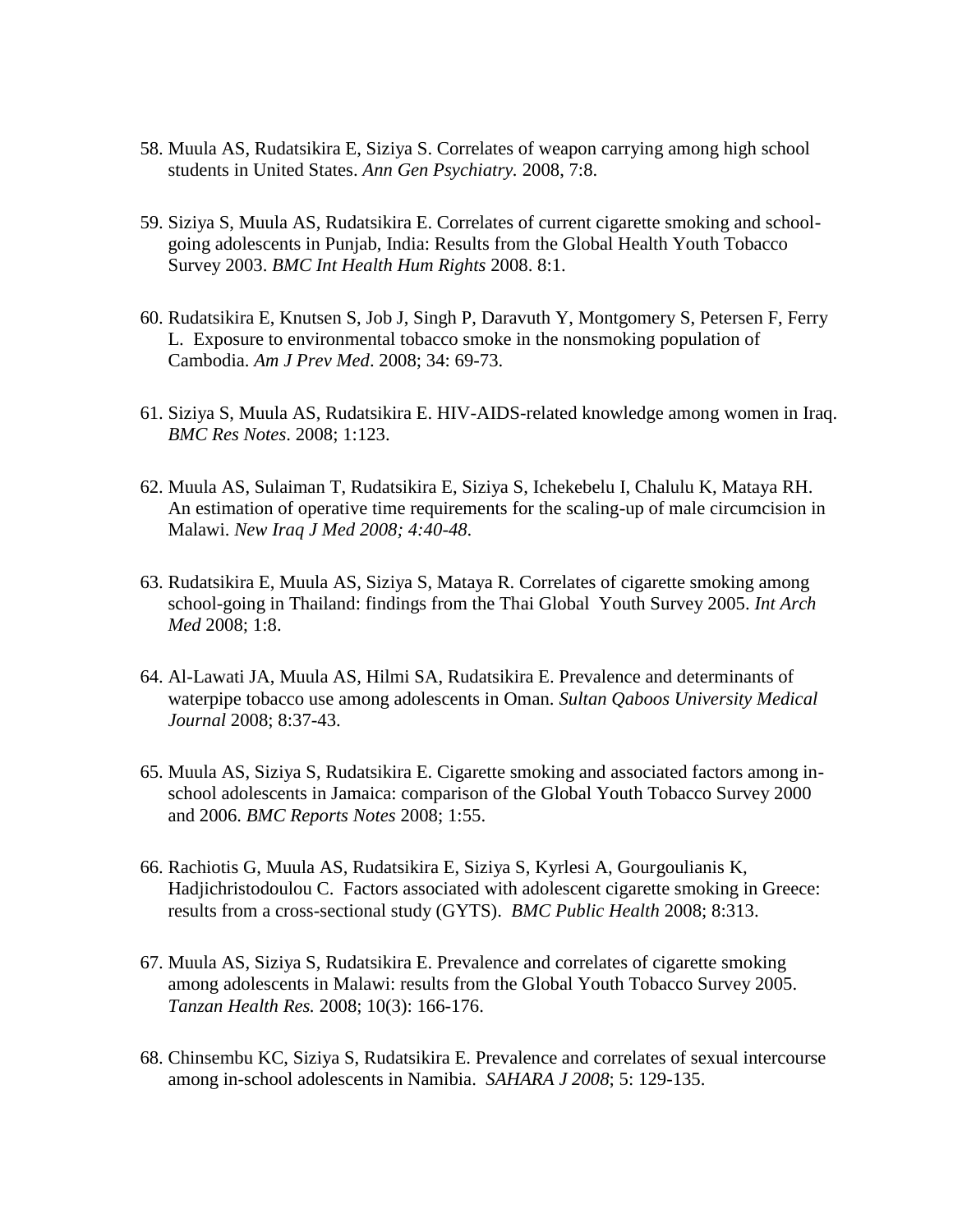58. Muula AS, Rudatsikira E, Siziya S. Correlates of weapon carrying among high school students in United States. *Ann Gen Psychiatry.* 2008, 7:8.

59. Siziya S, Muula AS, Rudatsikira E. Correlates of current cigarette smoking and school-going adolescents in Punjab, India: Results from the Global Health Youth Tobacco Survey 2003. *BMC Int Health Hum Rights* 2008. 8:1.

60. Rudatsikira E, Knutsen S, Job J, Singh P, Daravuth Y, Montgomery S, Petersen F, Ferry L. Exposure to environmental tobacco smoke in the nonsmoking population of Cambodia. *Am J Prev Med*. 2008; 34: 69-73.

61. Siziya S, Muula AS, Rudatsikira E. HIV-AIDS-related knowledge among women in Iraq. *BMC Res Notes*. 2008; 1:123.

62. Muula AS, Sulaiman T, Rudatsikira E, Siziya S, Ichekebelu I, Chalulu K, Mataya RH. An estimation of operative time requirements for the scaling-up of male circumcision in Malawi. *New Iraq J Med 2008; 4:40-48.*

63. Rudatsikira E, Muula AS, Siziya S, Mataya R. Correlates of cigarette smoking among school-going in Thailand: findings from the Thai Global Youth Survey 2005. *Int Arch Med* 2008; 1:8.

64. Al-Lawati JA, Muula AS, Hilmi SA, Rudatsikira E. Prevalence and determinants of waterpipe tobacco use among adolescents in Oman. *Sultan Qaboos University Medical Journal* 2008; 8:37-43.

65. Muula AS, Siziya S, Rudatsikira E. Cigarette smoking and associated factors among in-school adolescents in Jamaica: comparison of the Global Youth Tobacco Survey 2000 and 2006. *BMC Reports Notes* 2008; 1:55.

66. Rachiotis G, Muula AS, Rudatsikira E, Siziya S, Kyrlesi A, Gourgoulianis K, Hadjichristodoulou C. Factors associated with adolescent cigarette smoking in Greece: results from a cross-sectional study (GYTS). *BMC Public Health* 2008; 8:313.

67. Muula AS, Siziya S, Rudatsikira E. Prevalence and correlates of cigarette smoking among adolescents in Malawi: results from the Global Youth Tobacco Survey 2005. *Tanzan Health Res.* 2008; 10(3): 166-176.

68. Chinsembu KC, Siziya S, Rudatsikira E. Prevalence and correlates of sexual intercourse among in-school adolescents in Namibia. *SAHARA J 2008*; 5: 129-135.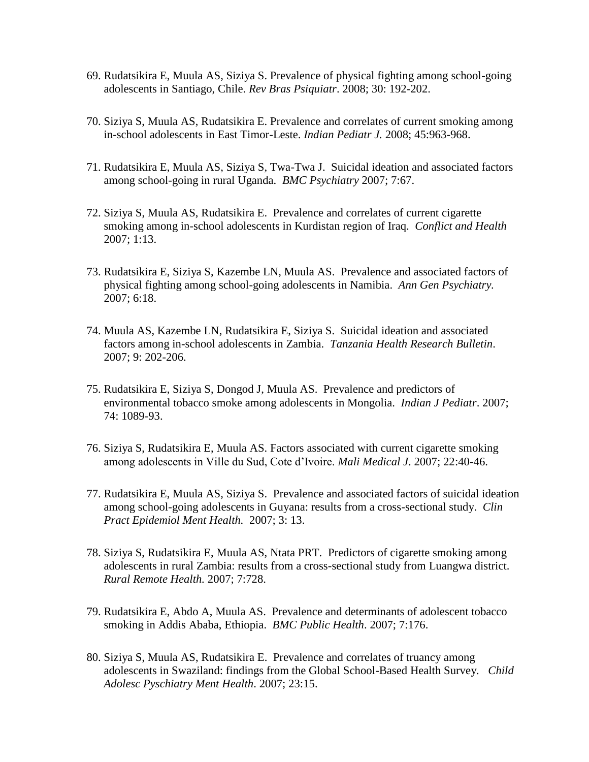69. Rudatsikira E, Muula AS, Siziya S. Prevalence of physical fighting among school-going adolescents in Santiago, Chile. *Rev Bras Psiquiatr*. 2008; 30: 192-202.

70. Siziya S, Muula AS, Rudatsikira E. Prevalence and correlates of current smoking among in-school adolescents in East Timor-Leste. *Indian Pediatr J.* 2008; 45:963-968.

71. Rudatsikira E, Muula AS, Siziya S, Twa-Twa J. Suicidal ideation and associated factors among school-going in rural Uganda. *BMC Psychiatry* 2007; 7:67.

72. Siziya S, Muula AS, Rudatsikira E. Prevalence and correlates of current cigarette smoking among in-school adolescents in Kurdistan region of Iraq. *Conflict and Health* 2007; 1:13.

73. Rudatsikira E, Siziya S, Kazembe LN, Muula AS. Prevalence and associated factors of physical fighting among school-going adolescents in Namibia. *Ann Gen Psychiatry.* 2007; 6:18.

74. Muula AS, Kazembe LN, Rudatsikira E, Siziya S. Suicidal ideation and associated factors among in-school adolescents in Zambia. *Tanzania Health Research Bulletin*. 2007; 9: 202-206.

75. Rudatsikira E, Siziya S, Dongod J, Muula AS. Prevalence and predictors of environmental tobacco smoke among adolescents in Mongolia. *Indian J Pediatr*. 2007; 74: 1089-93.

76. Siziya S, Rudatsikira E, Muula AS. Factors associated with current cigarette smoking among adolescents in Ville du Sud, Cote d'Ivoire. *Mali Medical J*. 2007; 22:40-46.

77. Rudatsikira E, Muula AS, Siziya S. Prevalence and associated factors of suicidal ideation among school-going adolescents in Guyana: results from a cross-sectional study. *Clin Pract Epidemiol Ment Health.* 2007; 3: 13.

78. Siziya S, Rudatsikira E, Muula AS, Ntata PRT. Predictors of cigarette smoking among adolescents in rural Zambia: results from a cross-sectional study from Luangwa district. *Rural Remote Health.* 2007; 7:728.

79. Rudatsikira E, Abdo A, Muula AS. Prevalence and determinants of adolescent tobacco smoking in Addis Ababa, Ethiopia. *BMC Public Health*. 2007; 7:176.

80. Siziya S, Muula AS, Rudatsikira E. Prevalence and correlates of truancy among adolescents in Swaziland: findings from the Global School-Based Health Survey. *Child Adolesc Pyschiatry Ment Health*. 2007; 23:15.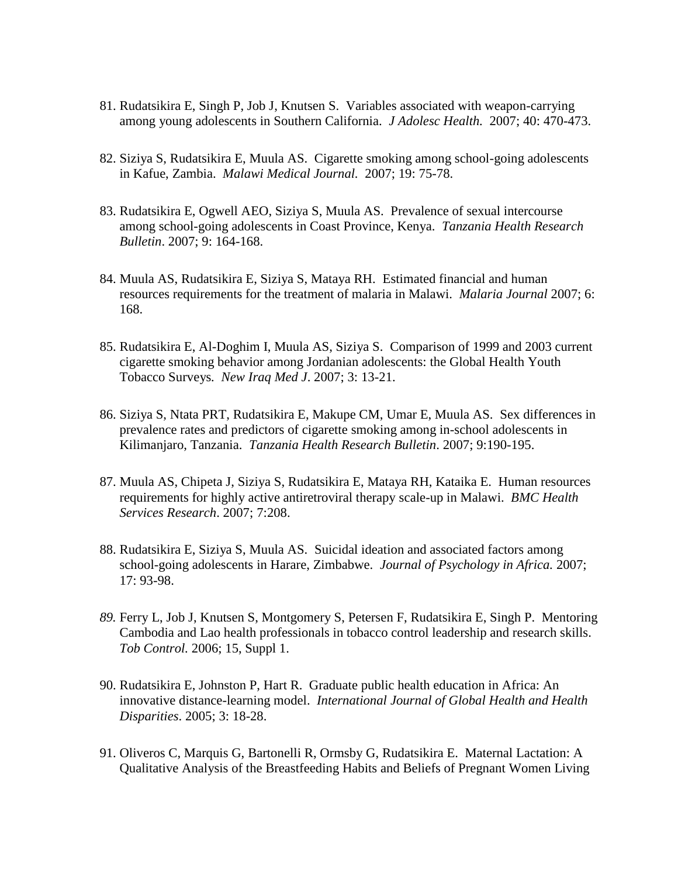81. Rudatsikira E, Singh P, Job J, Knutsen S. Variables associated with weapon-carrying among young adolescents in Southern California. *J Adolesc Health.* 2007; 40: 470-473.

82. Siziya S, Rudatsikira E, Muula AS. Cigarette smoking among school-going adolescents in Kafue, Zambia. *Malawi Medical Journal*. 2007; 19: 75-78.

83. Rudatsikira E, Ogwell AEO, Siziya S, Muula AS. Prevalence of sexual intercourse among school-going adolescents in Coast Province, Kenya. *Tanzania Health Research Bulletin*. 2007; 9: 164-168.

84. Muula AS, Rudatsikira E, Siziya S, Mataya RH. Estimated financial and human resources requirements for the treatment of malaria in Malawi. *Malaria Journal* 2007; 6: 168.

85. Rudatsikira E, Al-Doghim I, Muula AS, Siziya S. Comparison of 1999 and 2003 current cigarette smoking behavior among Jordanian adolescents: the Global Health Youth Tobacco Surveys. *New Iraq Med J*. 2007; 3: 13-21.

86. Siziya S, Ntata PRT, Rudatsikira E, Makupe CM, Umar E, Muula AS. Sex differences in prevalence rates and predictors of cigarette smoking among in-school adolescents in Kilimanjaro, Tanzania. *Tanzania Health Research Bulletin*. 2007; 9:190-195.

87. Muula AS, Chipeta J, Siziya S, Rudatsikira E, Mataya RH, Kataika E. Human resources requirements for highly active antiretroviral therapy scale-up in Malawi. *BMC Health Services Research*. 2007; 7:208.

88. Rudatsikira E, Siziya S, Muula AS. Suicidal ideation and associated factors among school-going adolescents in Harare, Zimbabwe. *Journal of Psychology in Africa.* 2007; 17: 93-98.

89. Ferry L, Job J, Knutsen S, Montgomery S, Petersen F, Rudatsikira E, Singh P. Mentoring Cambodia and Lao health professionals in tobacco control leadership and research skills. *Tob Control.* 2006; 15, Suppl 1.

90. Rudatsikira E, Johnston P, Hart R. Graduate public health education in Africa: An innovative distance-learning model. *International Journal of Global Health and Health Disparities*. 2005; 3: 18-28.

91. Oliveros C, Marquis G, Bartonelli R, Ormsby G, Rudatsikira E. Maternal Lactation: A Qualitative Analysis of the Breastfeeding Habits and Beliefs of Pregnant Women Living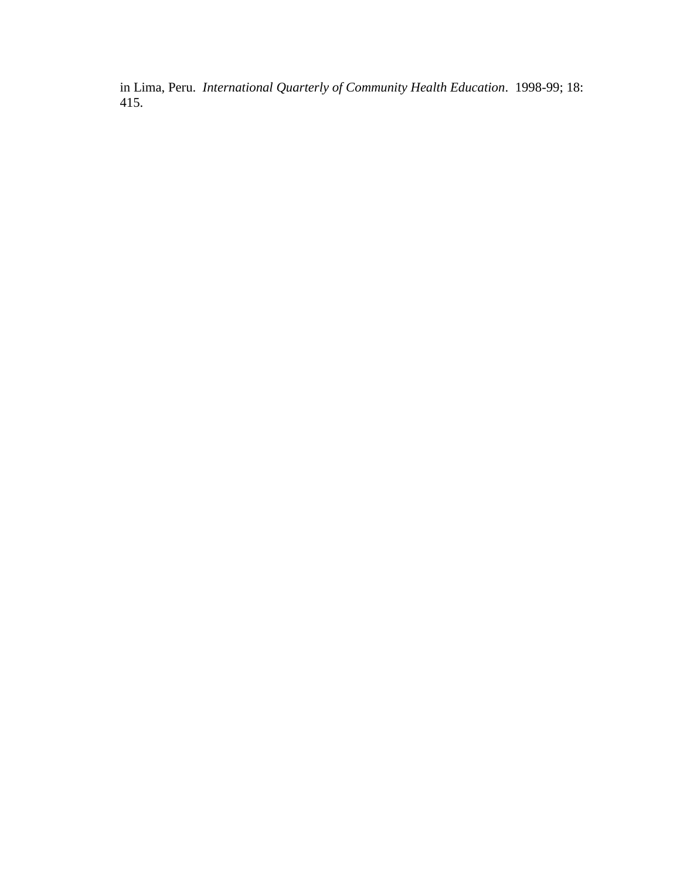in Lima, Peru. *International Quarterly of Community Health Education*. 1998-99; 18: 415.